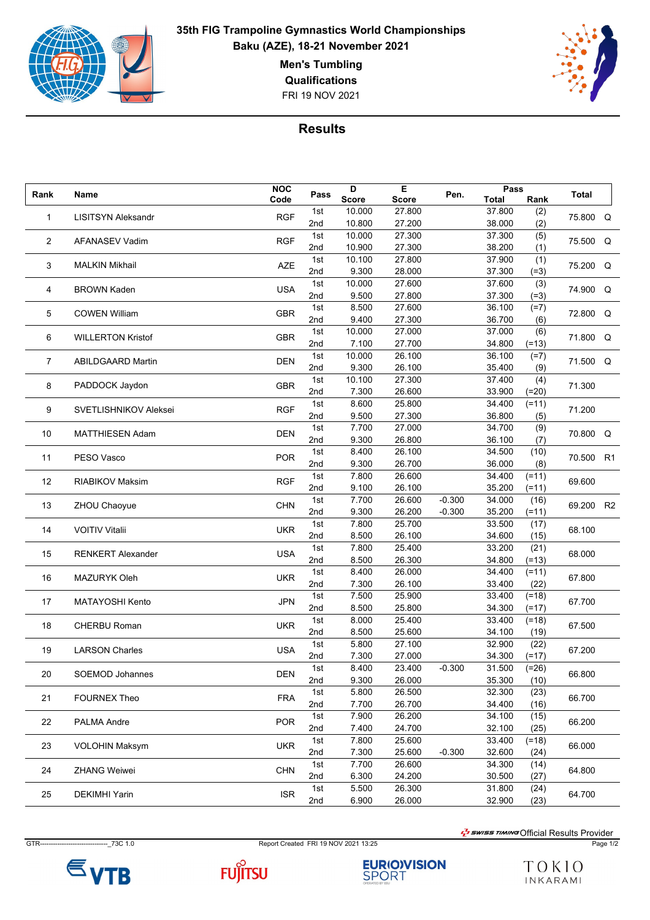# 35th FIG Trampoline Gymnastics World Championships

## Baku (AZE), 18-21 November 2021

### Men's Tumbling

### Qualifications

FRI 19 NOV 2021

## Results

| Rank | Name | NOC Code | Pass | D Score | E Score | Pen. | Pass Total | Pass Rank | Total | |
|---|---|---|---|---|---|---|---|---|---|---|
| 1 | LISITSYN Aleksandr | RGF | 1st | 10.000 | 27.800 | | 37.800 | (2) | 75.800 | Q |
| | | | 2nd | 10.800 | 27.200 | | 38.000 | (2) | | |
| 2 | AFANASEV Vadim | RGF | 1st | 10.000 | 27.300 | | 37.300 | (5) | 75.500 | Q |
| | | | 2nd | 10.900 | 27.300 | | 38.200 | (1) | | |
| 3 | MALKIN Mikhail | AZE | 1st | 10.100 | 27.800 | | 37.900 | (1) | 75.200 | Q |
| | | | 2nd | 9.300 | 28.000 | | 37.300 | (=3) | | |
| 4 | BROWN Kaden | USA | 1st | 10.000 | 27.600 | | 37.600 | (3) | 74.900 | Q |
| | | | 2nd | 9.500 | 27.800 | | 37.300 | (=3) | | |
| 5 | COWEN William | GBR | 1st | 8.500 | 27.600 | | 36.100 | (=7) | 72.800 | Q |
| | | | 2nd | 9.400 | 27.300 | | 36.700 | (6) | | |
| 6 | WILLERTON Kristof | GBR | 1st | 10.000 | 27.000 | | 37.000 | (6) | 71.800 | Q |
| | | | 2nd | 7.100 | 27.700 | | 34.800 | (=13) | | |
| 7 | ABILDGAARD Martin | DEN | 1st | 10.000 | 26.100 | | 36.100 | (=7) | 71.500 | Q |
| | | | 2nd | 9.300 | 26.100 | | 35.400 | (9) | | |
| 8 | PADDOCK Jaydon | GBR | 1st | 10.100 | 27.300 | | 37.400 | (4) | 71.300 | |
| | | | 2nd | 7.300 | 26.600 | | 33.900 | (=20) | | |
| 9 | SVETLISHNIKOV Aleksei | RGF | 1st | 8.600 | 25.800 | | 34.400 | (=11) | 71.200 | |
| | | | 2nd | 9.500 | 27.300 | | 36.800 | (5) | | |
| 10 | MATTHIESEN Adam | DEN | 1st | 7.700 | 27.000 | | 34.700 | (9) | 70.800 | Q |
| | | | 2nd | 9.300 | 26.800 | | 36.100 | (7) | | |
| 11 | PESO Vasco | POR | 1st | 8.400 | 26.100 | | 34.500 | (10) | 70.500 | R1 |
| | | | 2nd | 9.300 | 26.700 | | 36.000 | (8) | | |
| 12 | RIABIKOV Maksim | RGF | 1st | 7.800 | 26.600 | | 34.400 | (=11) | 69.600 | |
| | | | 2nd | 9.100 | 26.100 | | 35.200 | (=11) | | |
| 13 | ZHOU Chaoyue | CHN | 1st | 7.700 | 26.600 | -0.300 | 34.000 | (16) | 69.200 | R2 |
| | | | 2nd | 9.300 | 26.200 | -0.300 | 35.200 | (=11) | | |
| 14 | VOITIV Vitalii | UKR | 1st | 7.800 | 25.700 | | 33.500 | (17) | 68.100 | |
| | | | 2nd | 8.500 | 26.100 | | 34.600 | (15) | | |
| 15 | RENKERT Alexander | USA | 1st | 7.800 | 25.400 | | 33.200 | (21) | 68.000 | |
| | | | 2nd | 8.500 | 26.300 | | 34.800 | (=13) | | |
| 16 | MAZURYK Oleh | UKR | 1st | 8.400 | 26.000 | | 34.400 | (=11) | 67.800 | |
| | | | 2nd | 7.300 | 26.100 | | 33.400 | (22) | | |
| 17 | MATAYOSHI Kento | JPN | 1st | 7.500 | 25.900 | | 33.400 | (=18) | 67.700 | |
| | | | 2nd | 8.500 | 25.800 | | 34.300 | (=17) | | |
| 18 | CHERBU Roman | UKR | 1st | 8.000 | 25.400 | | 33.400 | (=18) | 67.500 | |
| | | | 2nd | 8.500 | 25.600 | | 34.100 | (19) | | |
| 19 | LARSON Charles | USA | 1st | 5.800 | 27.100 | | 32.900 | (22) | 67.200 | |
| | | | 2nd | 7.300 | 27.000 | | 34.300 | (=17) | | |
| 20 | SOEMOD Johannes | DEN | 1st | 8.400 | 23.400 | -0.300 | 31.500 | (=26) | 66.800 | |
| | | | 2nd | 9.300 | 26.000 | | 35.300 | (10) | | |
| 21 | FOURNEX Theo | FRA | 1st | 5.800 | 26.500 | | 32.300 | (23) | 66.700 | |
| | | | 2nd | 7.700 | 26.700 | | 34.400 | (16) | | |
| 22 | PALMA Andre | POR | 1st | 7.900 | 26.200 | | 34.100 | (15) | 66.200 | |
| | | | 2nd | 7.400 | 24.700 | | 32.100 | (25) | | |
| 23 | VOLOHIN Maksym | UKR | 1st | 7.800 | 25.600 | | 33.400 | (=18) | 66.000 | |
| | | | 2nd | 7.300 | 25.600 | -0.300 | 32.600 | (24) | | |
| 24 | ZHANG Weiwei | CHN | 1st | 7.700 | 26.600 | | 34.300 | (14) | 64.800 | |
| | | | 2nd | 6.300 | 24.200 | | 30.500 | (27) | | |
| 25 | DEKIMHI Yarin | ISR | 1st | 5.500 | 26.300 | | 31.800 | (24) | 64.700 | |
| | | | 2nd | 6.900 | 26.000 | | 32.900 | (23) | | |

SWISS TIMING Official Results Provider

GTR--------------------------------_73C 1.0 Report Created FRI 19 NOV 2021 13:25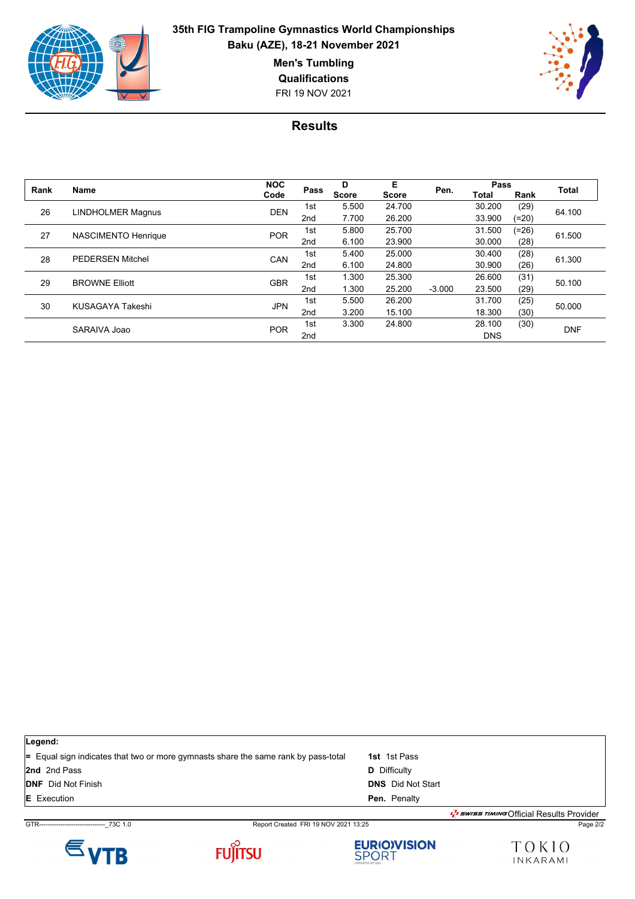# 35th FIG Trampoline Gymnastics World Championships

**Baku (AZE), 18-21 November 2021**

**Men's Tumbling**

**Qualifications**

FRI 19 NOV 2021

## Results

| Rank | Name | NOC Code | Pass | D Score | E Score | Pen. | Pass Total | Pass Rank | Total |
|---|---|---|---|---|---|---|---|---|---|
| 26 | LINDHOLMER Magnus | DEN | 1st | 5.500 | 24.700 | | 30.200 | (29) | 64.100 |
| | | | 2nd | 7.700 | 26.200 | | 33.900 | (=20) | |
| 27 | NASCIMENTO Henrique | POR | 1st | 5.800 | 25.700 | | 31.500 | (=26) | 61.500 |
| | | | 2nd | 6.100 | 23.900 | | 30.000 | (28) | |
| 28 | PEDERSEN Mitchel | CAN | 1st | 5.400 | 25.000 | | 30.400 | (28) | 61.300 |
| | | | 2nd | 6.100 | 24.800 | | 30.900 | (26) | |
| 29 | BROWNE Elliott | GBR | 1st | 1.300 | 25.300 | | 26.600 | (31) | 50.100 |
| | | | 2nd | 1.300 | 25.200 | -3.000 | 23.500 | (29) | |
| 30 | KUSAGAYA Takeshi | JPN | 1st | 5.500 | 26.200 | | 31.700 | (25) | 50.000 |
| | | | 2nd | 3.200 | 15.100 | | 18.300 | (30) | |
| | SARAIVA Joao | POR | 1st | 3.300 | 24.800 | | 28.100 | (30) | DNF |
| | | | 2nd | | | | DNS | | |

**Legend:**

| | |
|---|---|
| **=** Equal sign indicates that two or more gymnasts share the same rank by pass-total | **1st** 1st Pass |
| **2nd** 2nd Pass | **D** Difficulty |
| **DNF** Did Not Finish | **DNS** Did Not Start |
| **E** Execution | **Pen.** Penalty |

SWISS TIMING Official Results Provider

GTR-------------------------------_73C 1.0 Report Created FRI 19 NOV 2021 13:25